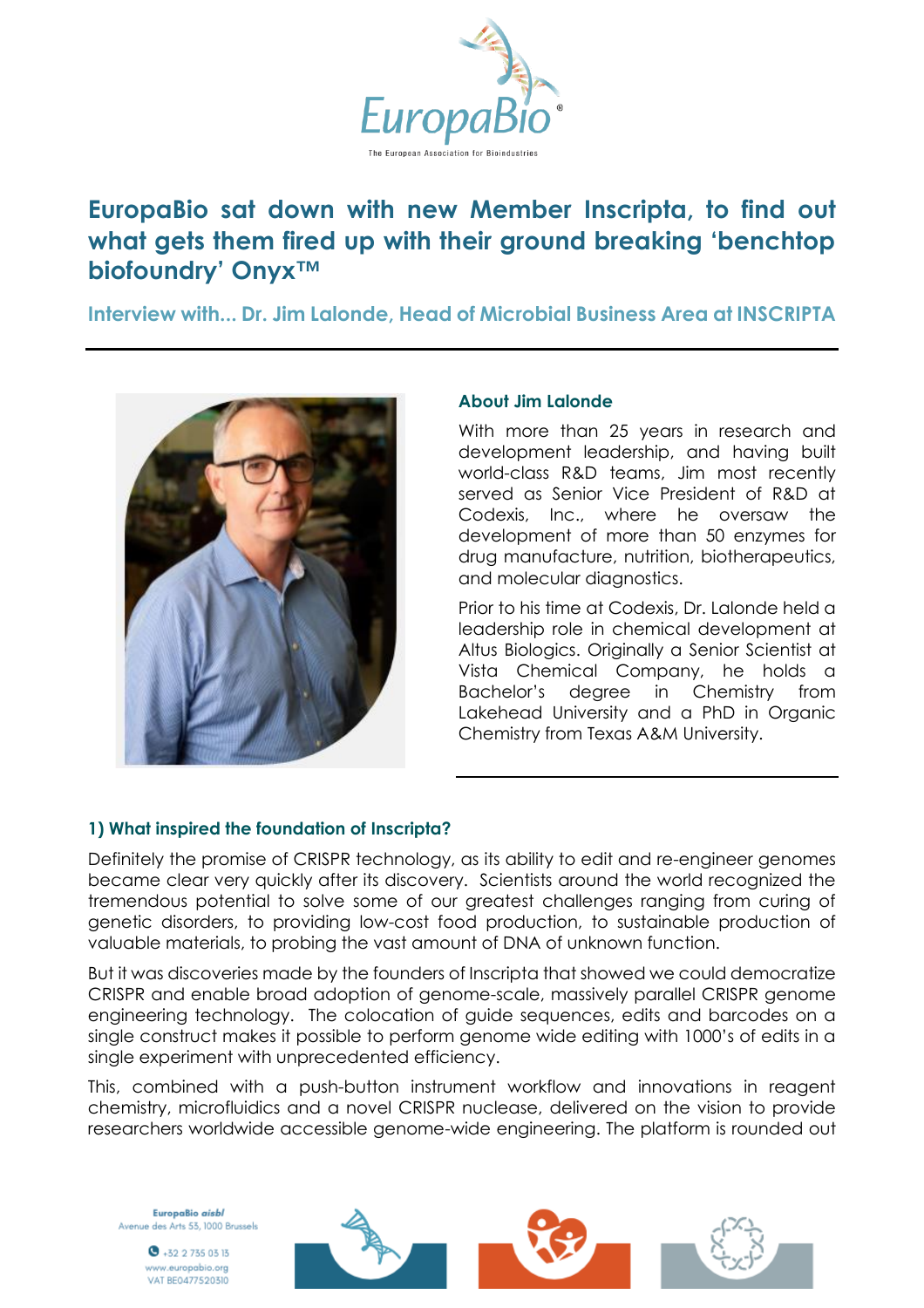# EuropaBio sat down with new Member Inscripta, to find out what gets them fired up with their ground breaking 'benchtop biofoundry' Onyx™

## Interview with... Dr. Jim Lalonde, Head of Microbial Business Area at INSCRIPTA

### About Jim Lalonde

With more than 25 years in research and development leadership, and having built world-class R&D teams, Jim most recently served as Senior Vice President of R&D at Codexis, Inc., where he oversaw the development of more than 50 enzymes for drug manufacture, nutrition, biotherapeutics, and molecular diagnostics.

Prior to his time at Codexis, Dr. Lalonde held a leadership role in chemical development at Altus Biologics. Originally a Senior Scientist at Vista Chemical Company, he holds a Bachelor's degree in Chemistry from Lakehead University and a PhD in Organic Chemistry from Texas A&M University.

### 1) What inspired the foundation of Inscripta?

Definitely the promise of CRISPR technology, as its ability to edit and re-engineer genomes became clear very quickly after its discovery. Scientists around the world recognized the tremendous potential to solve some of our greatest challenges ranging from curing of genetic disorders, to providing low-cost food production, to sustainable production of valuable materials, to probing the vast amount of DNA of unknown function.

But it was discoveries made by the founders of Inscripta that showed we could democratize CRISPR and enable broad adoption of genome-scale, massively parallel CRISPR genome engineering technology. The colocation of guide sequences, edits and barcodes on a single construct makes it possible to perform genome wide editing with 1000's of edits in a single experiment with unprecedented efficiency.

This, combined with a push-button instrument workflow and innovations in reagent chemistry, microfluidics and a novel CRISPR nuclease, delivered on the vision to provide researchers worldwide accessible genome-wide engineering. The platform is rounded out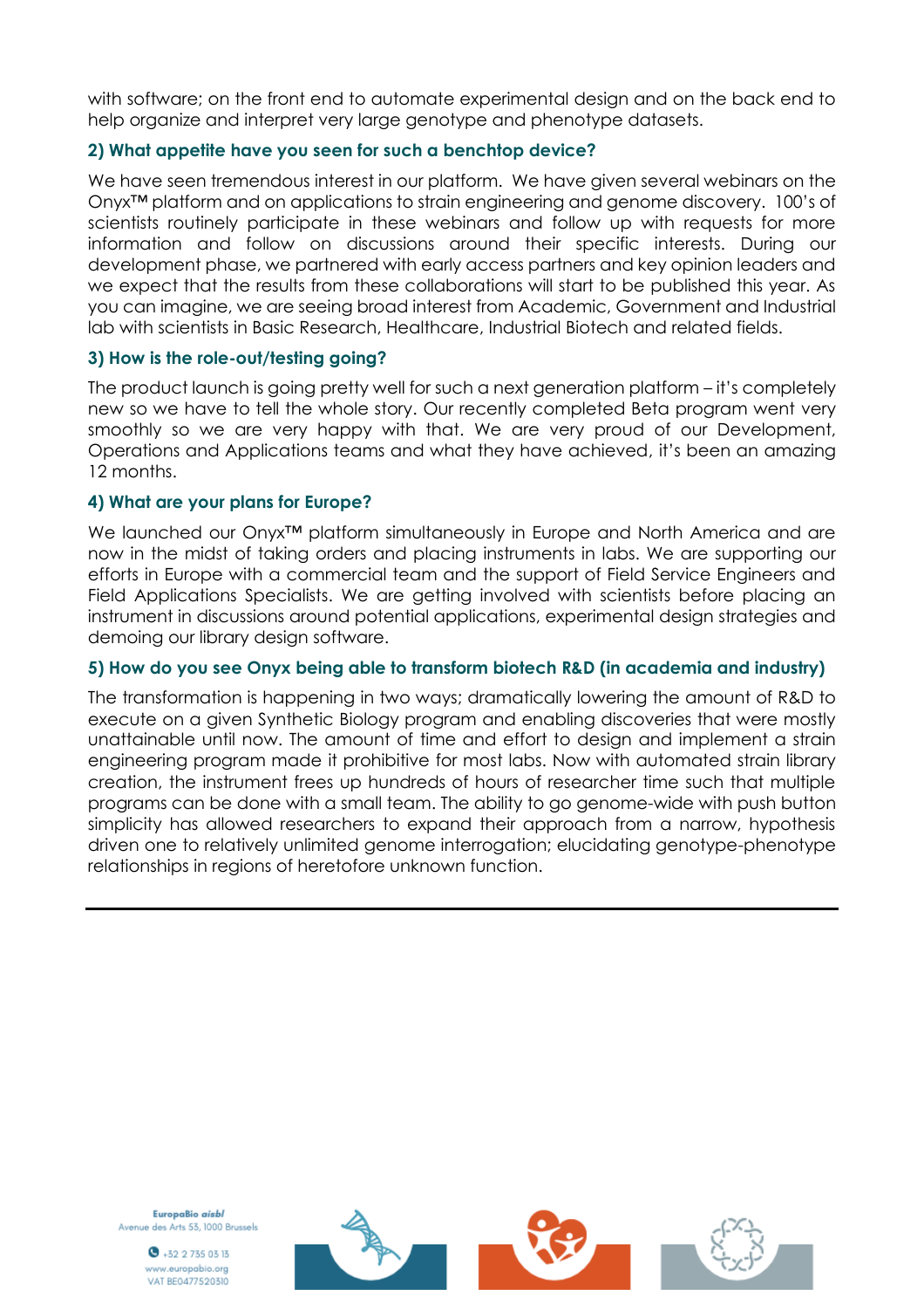with software; on the front end to automate experimental design and on the back end to help organize and interpret very large genotype and phenotype datasets.

**2) What appetite have you seen for such a benchtop device?**

We have seen tremendous interest in our platform. We have given several webinars on the Onyx™ platform and on applications to strain engineering and genome discovery. 100's of scientists routinely participate in these webinars and follow up with requests for more information and follow on discussions around their specific interests. During our development phase, we partnered with early access partners and key opinion leaders and we expect that the results from these collaborations will start to be published this year. As you can imagine, we are seeing broad interest from Academic, Government and Industrial lab with scientists in Basic Research, Healthcare, Industrial Biotech and related fields.

**3) How is the role-out/testing going?**

The product launch is going pretty well for such a next generation platform – it's completely new so we have to tell the whole story. Our recently completed Beta program went very smoothly so we are very happy with that. We are very proud of our Development, Operations and Applications teams and what they have achieved, it's been an amazing 12 months.

**4) What are your plans for Europe?**

We launched our Onyx™ platform simultaneously in Europe and North America and are now in the midst of taking orders and placing instruments in labs. We are supporting our efforts in Europe with a commercial team and the support of Field Service Engineers and Field Applications Specialists. We are getting involved with scientists before placing an instrument in discussions around potential applications, experimental design strategies and demoing our library design software.

**5) How do you see Onyx being able to transform biotech R&D (in academia and industry)**

The transformation is happening in two ways; dramatically lowering the amount of R&D to execute on a given Synthetic Biology program and enabling discoveries that were mostly unattainable until now. The amount of time and effort to design and implement a strain engineering program made it prohibitive for most labs. Now with automated strain library creation, the instrument frees up hundreds of hours of researcher time such that multiple programs can be done with a small team. The ability to go genome-wide with push button simplicity has allowed researchers to expand their approach from a narrow, hypothesis driven one to relatively unlimited genome interrogation; elucidating genotype-phenotype relationships in regions of heretofore unknown function.

---

EuropaBio *aisbl*
Avenue des Arts 53, 1000 Brussels

+32 2 735 03 13
www.europabio.org
VAT BE0477520310